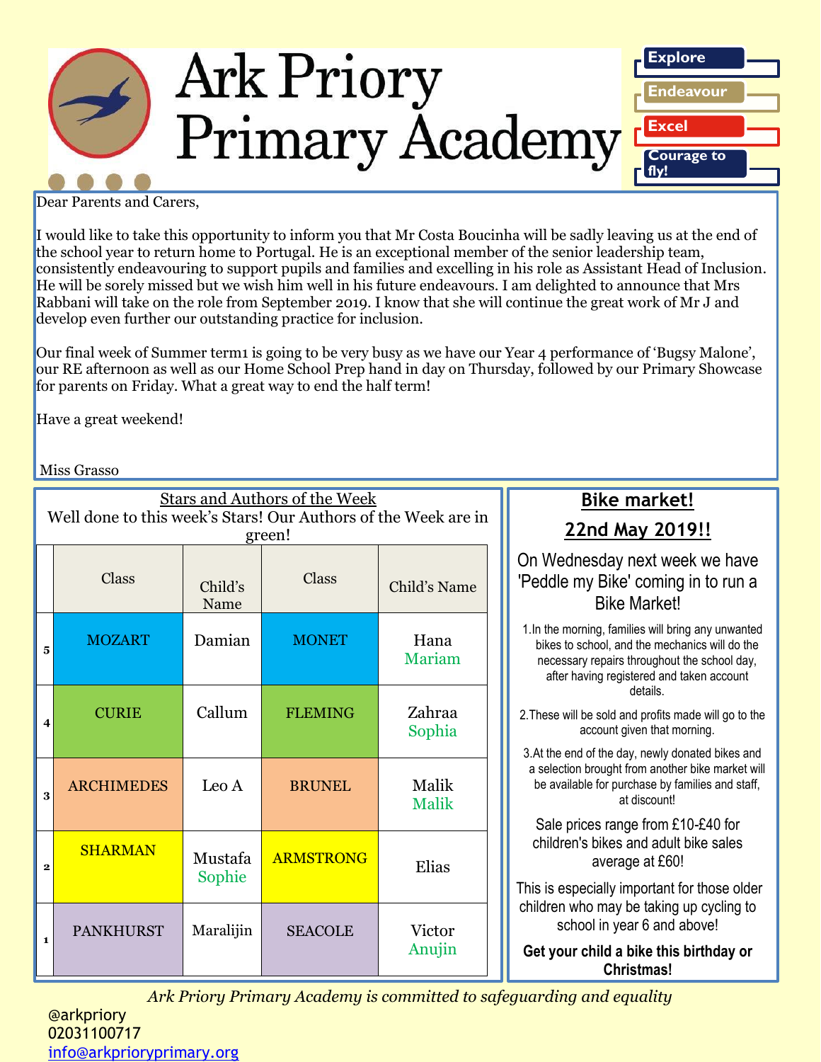# Ark Priory Primary Academy

- Explore
- Endeavour
- Excel
- Courage to fly!

Dear Parents and Carers,

I would like to take this opportunity to inform you that Mr Costa Boucinha will be sadly leaving us at the end of the school year to return home to Portugal. He is an exceptional member of the senior leadership team, consistently endeavouring to support pupils and families and excelling in his role as Assistant Head of Inclusion. He will be sorely missed but we wish him well in his future endeavours. I am delighted to announce that Mrs Rabbani will take on the role from September 2019. I know that she will continue the great work of Mr J and develop even further our outstanding practice for inclusion.

Our final week of Summer term1 is going to be very busy as we have our Year 4 performance of 'Bugsy Malone', our RE afternoon as well as our Home School Prep hand in day on Thursday, followed by our Primary Showcase for parents on Friday. What a great way to end the half term!

Have a great weekend!

Miss Grasso

## Stars and Authors of the Week

Well done to this week's Stars! Our Authors of the Week are in green!

| | Class | Child's Name | Class | Child's Name |
|---|---|---|---|---|
| 5 | MOZART | Damian | MONET | Hana<br>Mariam |
| 4 | CURIE | Callum | FLEMING | Zahraa<br>Sophia |
| 3 | ARCHIMEDES | Leo A | BRUNEL | Malik<br>Malik |
| 2 | SHARMAN | Mustafa<br>Sophie | ARMSTRONG | Elias |
| 1 | PANKHURST | Maralijin | SEACOLE | Victor<br>Anujin |

## Bike market!

## 22nd May 2019!!

On Wednesday next week we have 'Peddle my Bike' coming in to run a Bike Market!

1. In the morning, families will bring any unwanted bikes to school, and the mechanics will do the necessary repairs throughout the school day, after having registered and taken account details.
2. These will be sold and profits made will go to the account given that morning.
3. At the end of the day, newly donated bikes and a selection brought from another bike market will be available for purchase by families and staff, at discount!

Sale prices range from £10-£40 for children's bikes and adult bike sales average at £60!

This is especially important for those older children who may be taking up cycling to school in year 6 and above!

**Get your child a bike this birthday or Christmas!**

*Ark Priory Primary Academy is committed to safeguarding and equality*

@arkpriory
02031100717
info@arkprioryprimary.org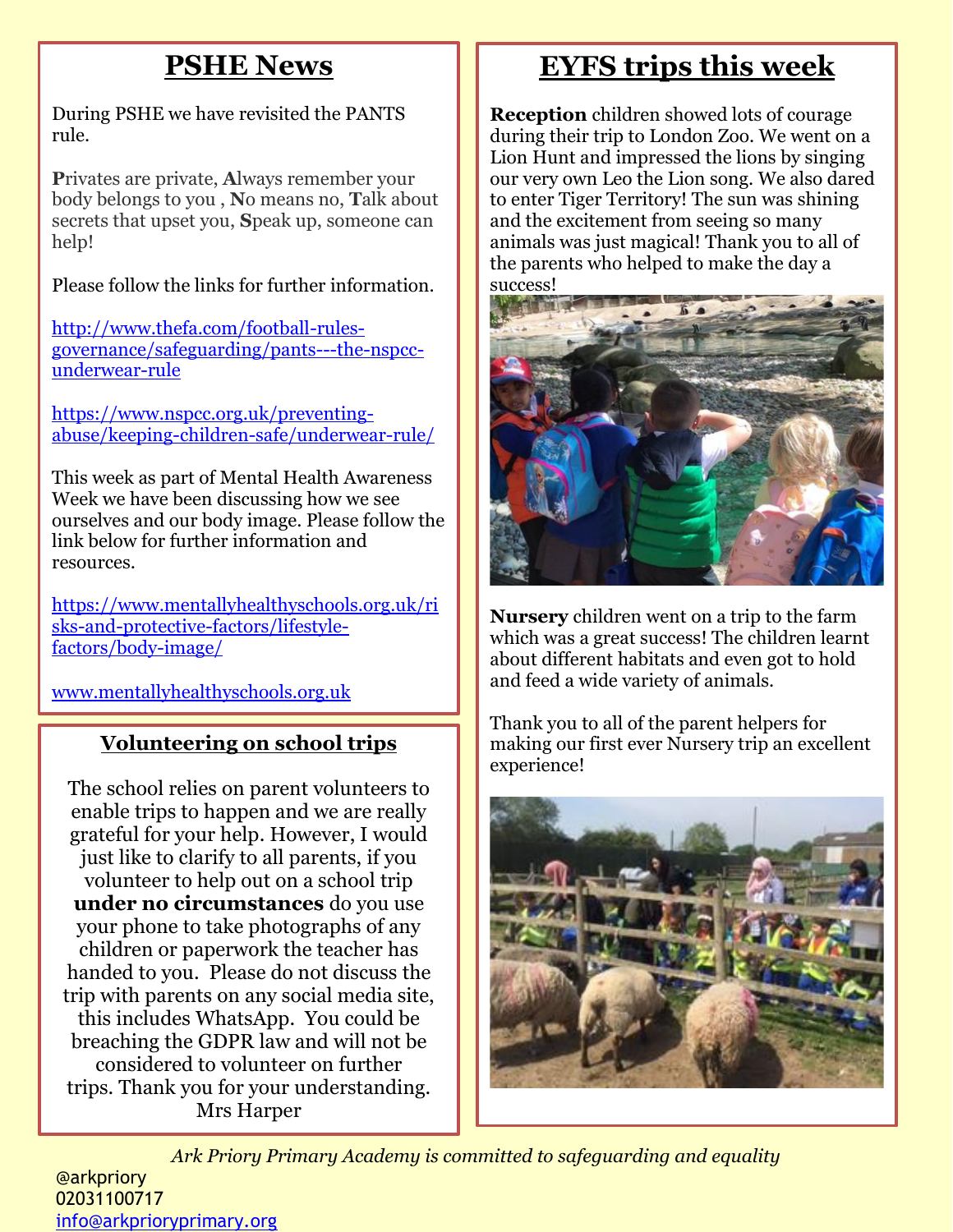## PSHE News

During PSHE we have revisited the PANTS rule.

**P**rivates are private, **A**lways remember your body belongs to you , **N**o means no, **T**alk about secrets that upset you, **S**peak up, someone can help!

Please follow the links for further information.

http://www.thefa.com/football-rules-governance/safeguarding/pants---the-nspcc-underwear-rule

https://www.nspcc.org.uk/preventing-abuse/keeping-children-safe/underwear-rule/

This week as part of Mental Health Awareness Week we have been discussing how we see ourselves and our body image. Please follow the link below for further information and resources.

https://www.mentallyhealthyschools.org.uk/risks-and-protective-factors/lifestyle-factors/body-image/

www.mentallyhealthyschools.org.uk

### Volunteering on school trips

The school relies on parent volunteers to enable trips to happen and we are really grateful for your help. However, I would just like to clarify to all parents, if you volunteer to help out on a school trip **under no circumstances** do you use your phone to take photographs of any children or paperwork the teacher has handed to you. Please do not discuss the trip with parents on any social media site, this includes WhatsApp. You could be breaching the GDPR law and will not be considered to volunteer on further trips. Thank you for your understanding.

Mrs Harper

## EYFS trips this week

**Reception** children showed lots of courage during their trip to London Zoo. We went on a Lion Hunt and impressed the lions by singing our very own Leo the Lion song. We also dared to enter Tiger Territory! The sun was shining and the excitement from seeing so many animals was just magical! Thank you to all of the parents who helped to make the day a success!

**Nursery** children went on a trip to the farm which was a great success! The children learnt about different habitats and even got to hold and feed a wide variety of animals.

Thank you to all of the parent helpers for making our first ever Nursery trip an excellent experience!

*Ark Priory Primary Academy is committed to safeguarding and equality*

@arkpriory
02031100717
info@arkprioryprimary.org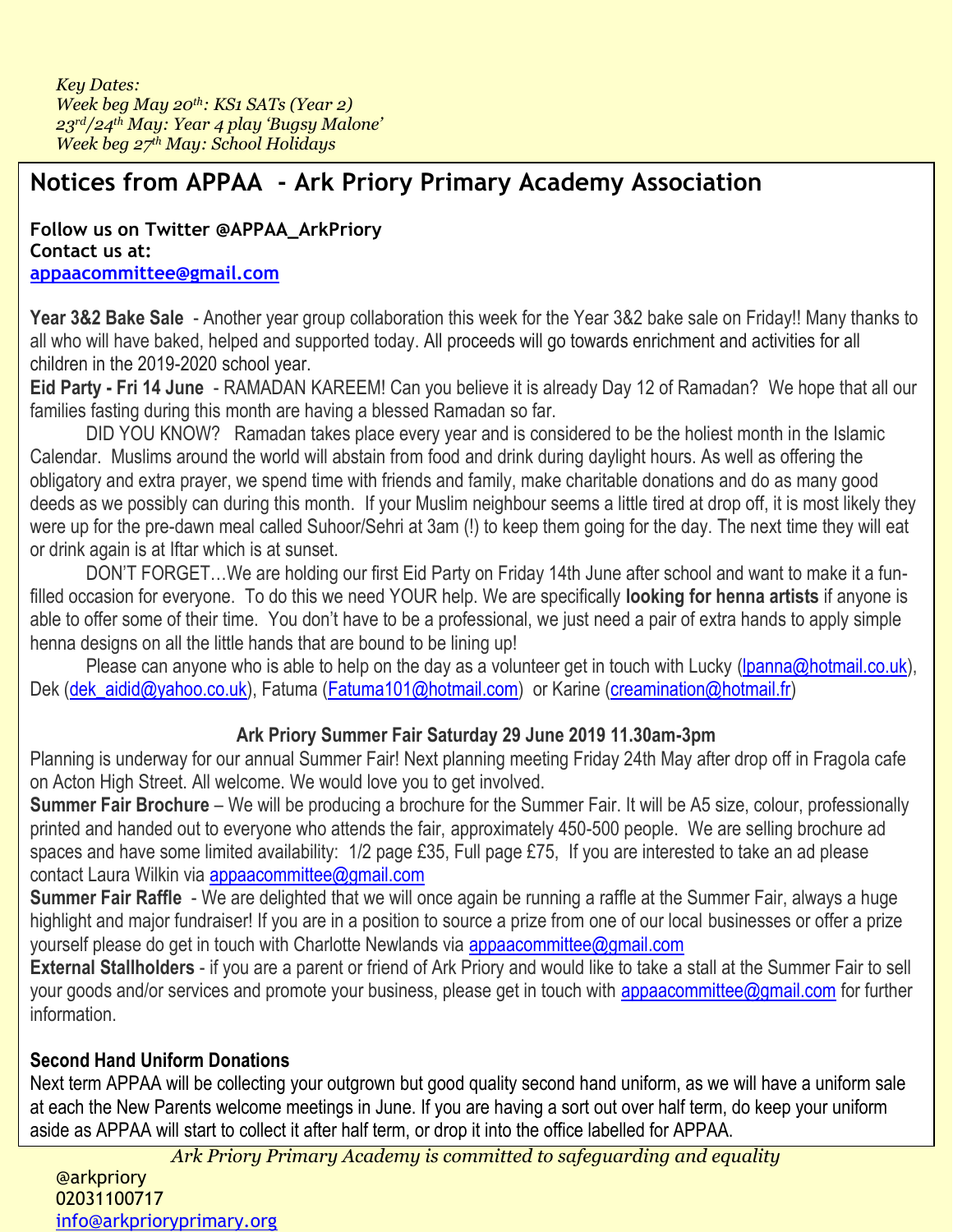*Key Dates:*
*Week beg May 20th: KS1 SATs (Year 2)*
*23rd/24th May: Year 4 play 'Bugsy Malone'*
*Week beg 27th May: School Holidays*

## Notices from APPAA - Ark Priory Primary Academy Association

**Follow us on Twitter @APPAA_ArkPriory**
**Contact us at:**
**appaacommittee@gmail.com**

**Year 3&2 Bake Sale** - Another year group collaboration this week for the Year 3&2 bake sale on Friday!! Many thanks to all who will have baked, helped and supported today. All proceeds will go towards enrichment and activities for all children in the 2019-2020 school year.

**Eid Party - Fri 14 June** - RAMADAN KAREEM! Can you believe it is already Day 12 of Ramadan? We hope that all our families fasting during this month are having a blessed Ramadan so far.

DID YOU KNOW? Ramadan takes place every year and is considered to be the holiest month in the Islamic Calendar. Muslims around the world will abstain from food and drink during daylight hours. As well as offering the obligatory and extra prayer, we spend time with friends and family, make charitable donations and do as many good deeds as we possibly can during this month. If your Muslim neighbour seems a little tired at drop off, it is most likely they were up for the pre-dawn meal called Suhoor/Sehri at 3am (!) to keep them going for the day. The next time they will eat or drink again is at Iftar which is at sunset.

DON'T FORGET…We are holding our first Eid Party on Friday 14th June after school and want to make it a fun-filled occasion for everyone. To do this we need YOUR help. We are specifically **looking for henna artists** if anyone is able to offer some of their time. You don't have to be a professional, we just need a pair of extra hands to apply simple henna designs on all the little hands that are bound to be lining up!

Please can anyone who is able to help on the day as a volunteer get in touch with Lucky (lpanna@hotmail.co.uk), Dek (dek_aidid@yahoo.co.uk), Fatuma (Fatuma101@hotmail.com) or Karine (creamination@hotmail.fr)

**Ark Priory Summer Fair Saturday 29 June 2019 11.30am-3pm**

Planning is underway for our annual Summer Fair! Next planning meeting Friday 24th May after drop off in Fragola cafe on Acton High Street. All welcome. We would love you to get involved.

**Summer Fair Brochure** – We will be producing a brochure for the Summer Fair. It will be A5 size, colour, professionally printed and handed out to everyone who attends the fair, approximately 450-500 people. We are selling brochure ad spaces and have some limited availability: 1/2 page £35, Full page £75, If you are interested to take an ad please contact Laura Wilkin via appaacommittee@gmail.com

**Summer Fair Raffle** - We are delighted that we will once again be running a raffle at the Summer Fair, always a huge highlight and major fundraiser! If you are in a position to source a prize from one of our local businesses or offer a prize yourself please do get in touch with Charlotte Newlands via appaacommittee@gmail.com

**External Stallholders** - if you are a parent or friend of Ark Priory and would like to take a stall at the Summer Fair to sell your goods and/or services and promote your business, please get in touch with appaacommittee@gmail.com for further information.

**Second Hand Uniform Donations**

Next term APPAA will be collecting your outgrown but good quality second hand uniform, as we will have a uniform sale at each the New Parents welcome meetings in June. If you are having a sort out over half term, do keep your uniform aside as APPAA will start to collect it after half term, or drop it into the office labelled for APPAA.

*Ark Priory Primary Academy is committed to safeguarding and equality*

@arkpriory
02031100717
info@arkprioryprimary.org